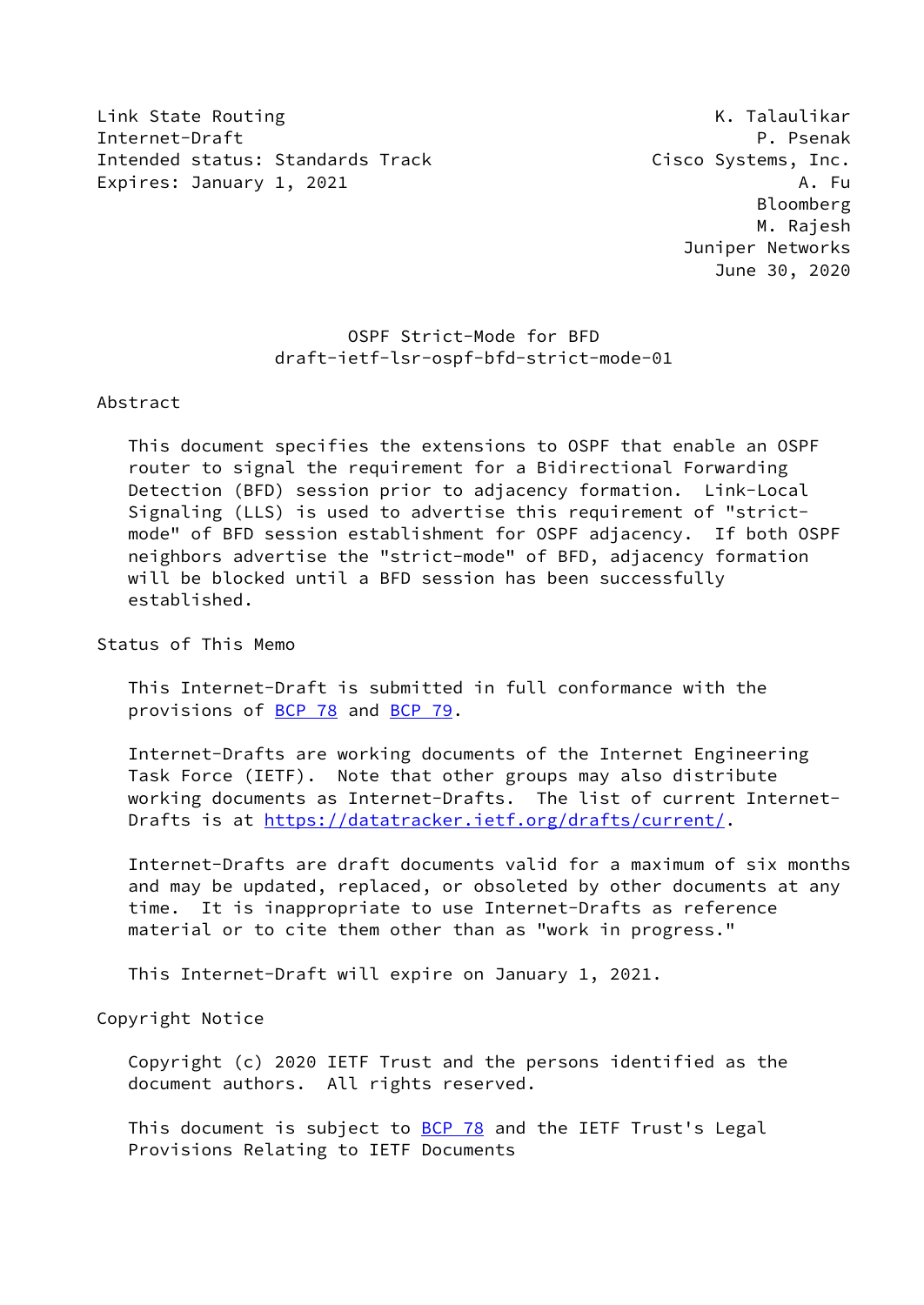Link State Routing                                          K. Talaulikar
Internet-Draft                                                 P. Psenak
Intended status: Standards Track                     Cisco Systems, Inc.
Expires: January 1, 2021                                           A. Fu
                                                               Bloomberg
                                                               M. Rajesh
                                                        Juniper Networks
                                                           June 30, 2020

# OSPF Strict-Mode for BFD
## draft-ietf-lsr-ospf-bfd-strict-mode-01

## Abstract

This document specifies the extensions to OSPF that enable an OSPF router to signal the requirement for a Bidirectional Forwarding Detection (BFD) session prior to adjacency formation. Link-Local Signaling (LLS) is used to advertise this requirement of "strict-mode" of BFD session establishment for OSPF adjacency. If both OSPF neighbors advertise the "strict-mode" of BFD, adjacency formation will be blocked until a BFD session has been successfully established.

## Status of This Memo

This Internet-Draft is submitted in full conformance with the provisions of BCP 78 and BCP 79.

Internet-Drafts are working documents of the Internet Engineering Task Force (IETF). Note that other groups may also distribute working documents as Internet-Drafts. The list of current Internet-Drafts is at https://datatracker.ietf.org/drafts/current/.

Internet-Drafts are draft documents valid for a maximum of six months and may be updated, replaced, or obsoleted by other documents at any time. It is inappropriate to use Internet-Drafts as reference material or to cite them other than as "work in progress."

This Internet-Draft will expire on January 1, 2021.

## Copyright Notice

Copyright (c) 2020 IETF Trust and the persons identified as the document authors. All rights reserved.

This document is subject to BCP 78 and the IETF Trust's Legal Provisions Relating to IETF Documents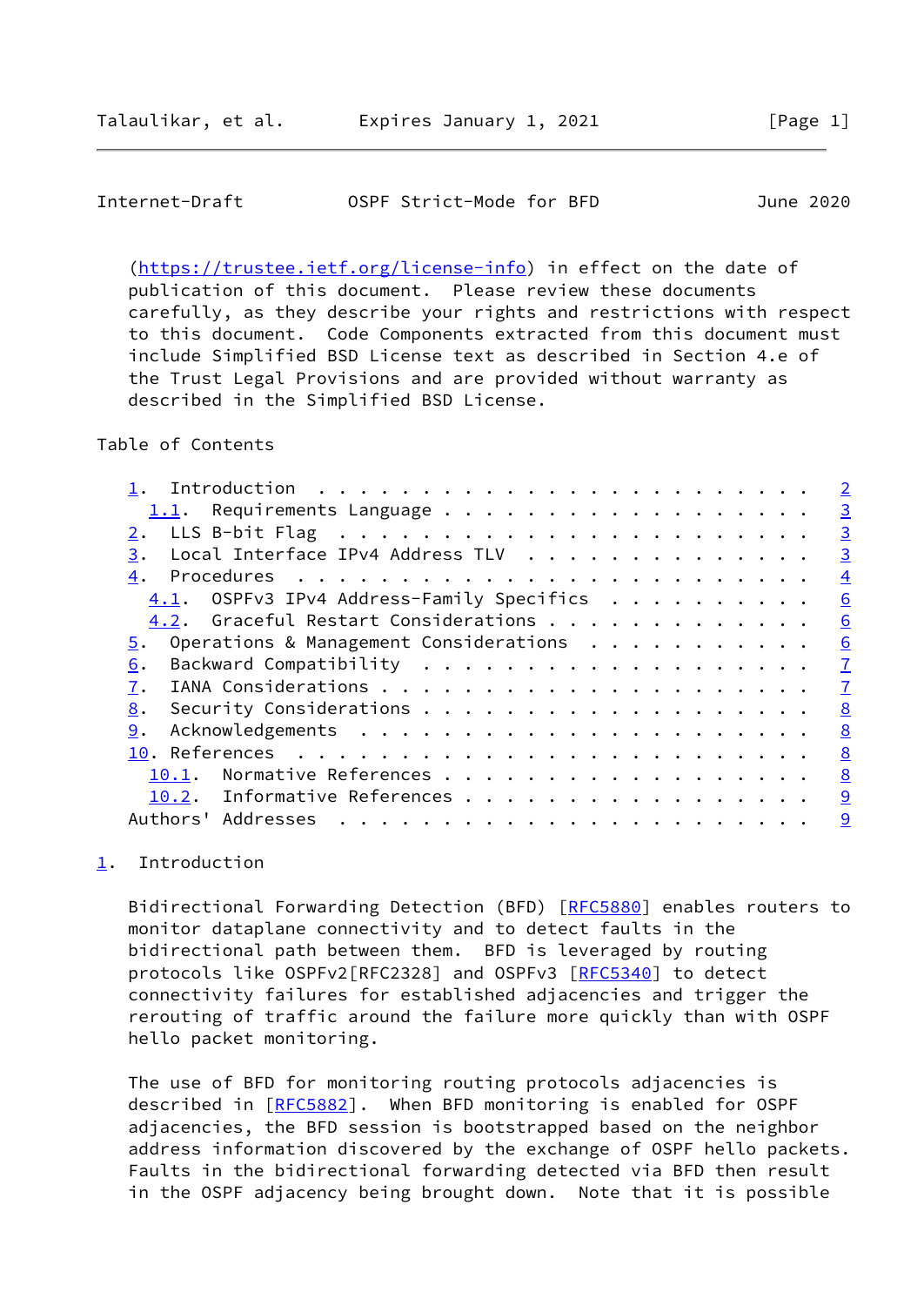(https://trustee.ietf.org/license-info) in effect on the date of publication of this document. Please review these documents carefully, as they describe your rights and restrictions with respect to this document. Code Components extracted from this document must include Simplified BSD License text as described in Section 4.e of the Trust Legal Provisions and are provided without warranty as described in the Simplified BSD License.

Table of Contents

- 1. Introduction . . . . . . . . . . . . . . . . . . . . . . . . 2
  - 1.1. Requirements Language . . . . . . . . . . . . . . . . . . 3
- 2. LLS B-bit Flag . . . . . . . . . . . . . . . . . . . . . . . 3
- 3. Local Interface IPv4 Address TLV . . . . . . . . . . . . . . 3
- 4. Procedures . . . . . . . . . . . . . . . . . . . . . . . . . 4
  - 4.1. OSPFv3 IPv4 Address-Family Specifics . . . . . . . . . . 6
  - 4.2. Graceful Restart Considerations . . . . . . . . . . . . . 6
- 5. Operations & Management Considerations . . . . . . . . . . . 6
- 6. Backward Compatibility . . . . . . . . . . . . . . . . . . . 7
- 7. IANA Considerations . . . . . . . . . . . . . . . . . . . . . 7
- 8. Security Considerations . . . . . . . . . . . . . . . . . . . 8
- 9. Acknowledgements . . . . . . . . . . . . . . . . . . . . . . 8
- 10. References . . . . . . . . . . . . . . . . . . . . . . . . . 8
  - 10.1. Normative References . . . . . . . . . . . . . . . . . . 8
  - 10.2. Informative References . . . . . . . . . . . . . . . . . 9
- Authors' Addresses . . . . . . . . . . . . . . . . . . . . . . . 9

## 1. Introduction

Bidirectional Forwarding Detection (BFD) [RFC5880] enables routers to monitor dataplane connectivity and to detect faults in the bidirectional path between them. BFD is leveraged by routing protocols like OSPFv2[RFC2328] and OSPFv3 [RFC5340] to detect connectivity failures for established adjacencies and trigger the rerouting of traffic around the failure more quickly than with OSPF hello packet monitoring.

The use of BFD for monitoring routing protocols adjacencies is described in [RFC5882]. When BFD monitoring is enabled for OSPF adjacencies, the BFD session is bootstrapped based on the neighbor address information discovered by the exchange of OSPF hello packets. Faults in the bidirectional forwarding detected via BFD then result in the OSPF adjacency being brought down. Note that it is possible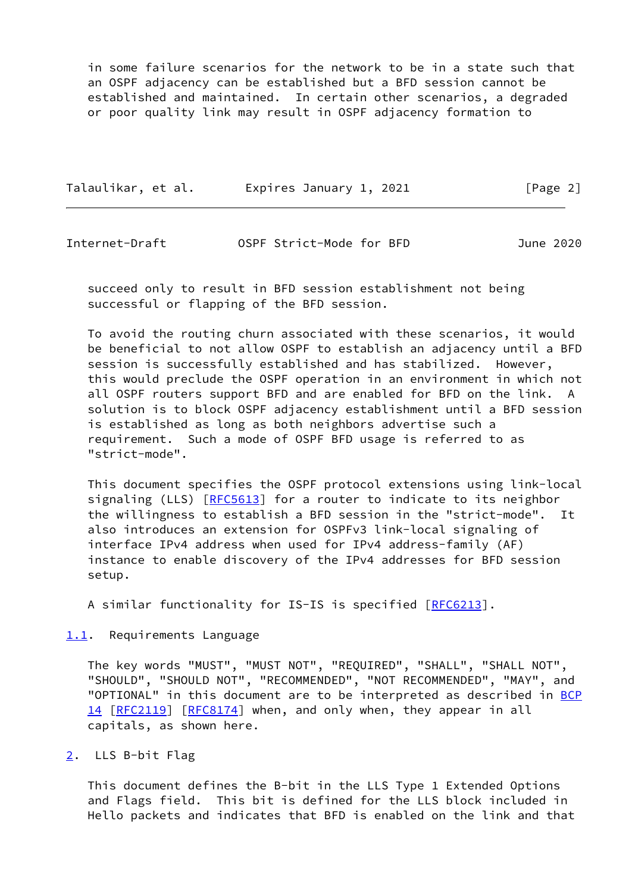in some failure scenarios for the network to be in a state such that an OSPF adjacency can be established but a BFD session cannot be established and maintained. In certain other scenarios, a degraded or poor quality link may result in OSPF adjacency formation to succeed only to result in BFD session establishment not being successful or flapping of the BFD session.

To avoid the routing churn associated with these scenarios, it would be beneficial to not allow OSPF to establish an adjacency until a BFD session is successfully established and has stabilized. However, this would preclude the OSPF operation in an environment in which not all OSPF routers support BFD and are enabled for BFD on the link. A solution is to block OSPF adjacency establishment until a BFD session is established as long as both neighbors advertise such a requirement. Such a mode of OSPF BFD usage is referred to as "strict-mode".

This document specifies the OSPF protocol extensions using link-local signaling (LLS) [RFC5613] for a router to indicate to its neighbor the willingness to establish a BFD session in the "strict-mode". It also introduces an extension for OSPFv3 link-local signaling of interface IPv4 address when used for IPv4 address-family (AF) instance to enable discovery of the IPv4 addresses for BFD session setup.

A similar functionality for IS-IS is specified [RFC6213].

### 1.1. Requirements Language

The key words "MUST", "MUST NOT", "REQUIRED", "SHALL", "SHALL NOT", "SHOULD", "SHOULD NOT", "RECOMMENDED", "NOT RECOMMENDED", "MAY", and "OPTIONAL" in this document are to be interpreted as described in BCP 14 [RFC2119] [RFC8174] when, and only when, they appear in all capitals, as shown here.

## 2. LLS B-bit Flag

This document defines the B-bit in the LLS Type 1 Extended Options and Flags field. This bit is defined for the LLS block included in Hello packets and indicates that BFD is enabled on the link and that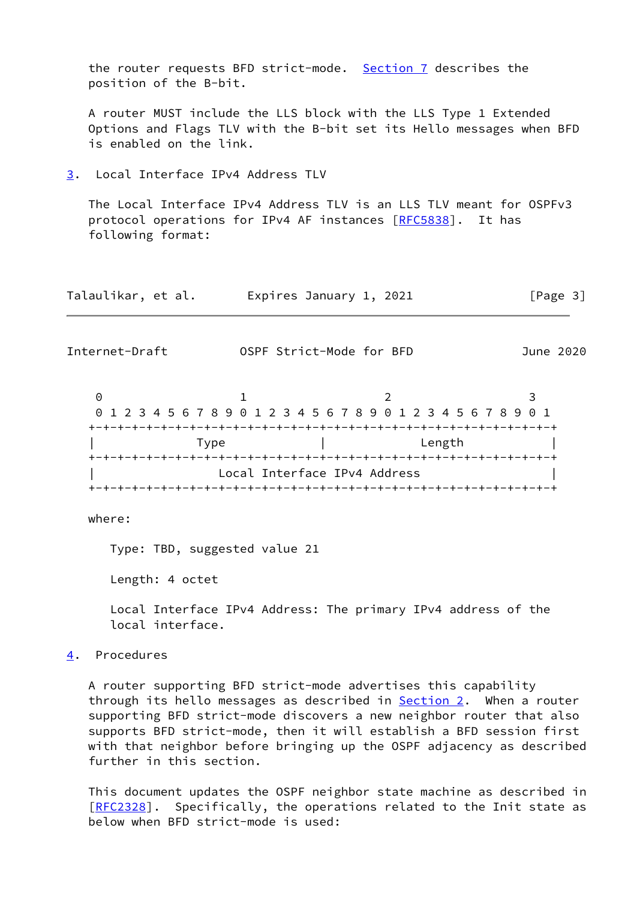the router requests BFD strict-mode. Section 7 describes the position of the B-bit.

A router MUST include the LLS block with the LLS Type 1 Extended Options and Flags TLV with the B-bit set its Hello messages when BFD is enabled on the link.

## 3. Local Interface IPv4 Address TLV

The Local Interface IPv4 Address TLV is an LLS TLV meant for OSPFv3 protocol operations for IPv4 AF instances [RFC5838]. It has following format:

```
 0                   1                   2                   3
 0 1 2 3 4 5 6 7 8 9 0 1 2 3 4 5 6 7 8 9 0 1 2 3 4 5 6 7 8 9 0 1
+-+-+-+-+-+-+-+-+-+-+-+-+-+-+-+-+-+-+-+-+-+-+-+-+-+-+-+-+-+-+-+-+
|              Type             |             Length            |
+-+-+-+-+-+-+-+-+-+-+-+-+-+-+-+-+-+-+-+-+-+-+-+-+-+-+-+-+-+-+-+-+
|                 Local Interface IPv4 Address                  |
+-+-+-+-+-+-+-+-+-+-+-+-+-+-+-+-+-+-+-+-+-+-+-+-+-+-+-+-+-+-+-+-+
```

where:

Type: TBD, suggested value 21

Length: 4 octet

Local Interface IPv4 Address: The primary IPv4 address of the local interface.

## 4. Procedures

A router supporting BFD strict-mode advertises this capability through its hello messages as described in Section 2. When a router supporting BFD strict-mode discovers a new neighbor router that also supports BFD strict-mode, then it will establish a BFD session first with that neighbor before bringing up the OSPF adjacency as described further in this section.

This document updates the OSPF neighbor state machine as described in [RFC2328]. Specifically, the operations related to the Init state as below when BFD strict-mode is used: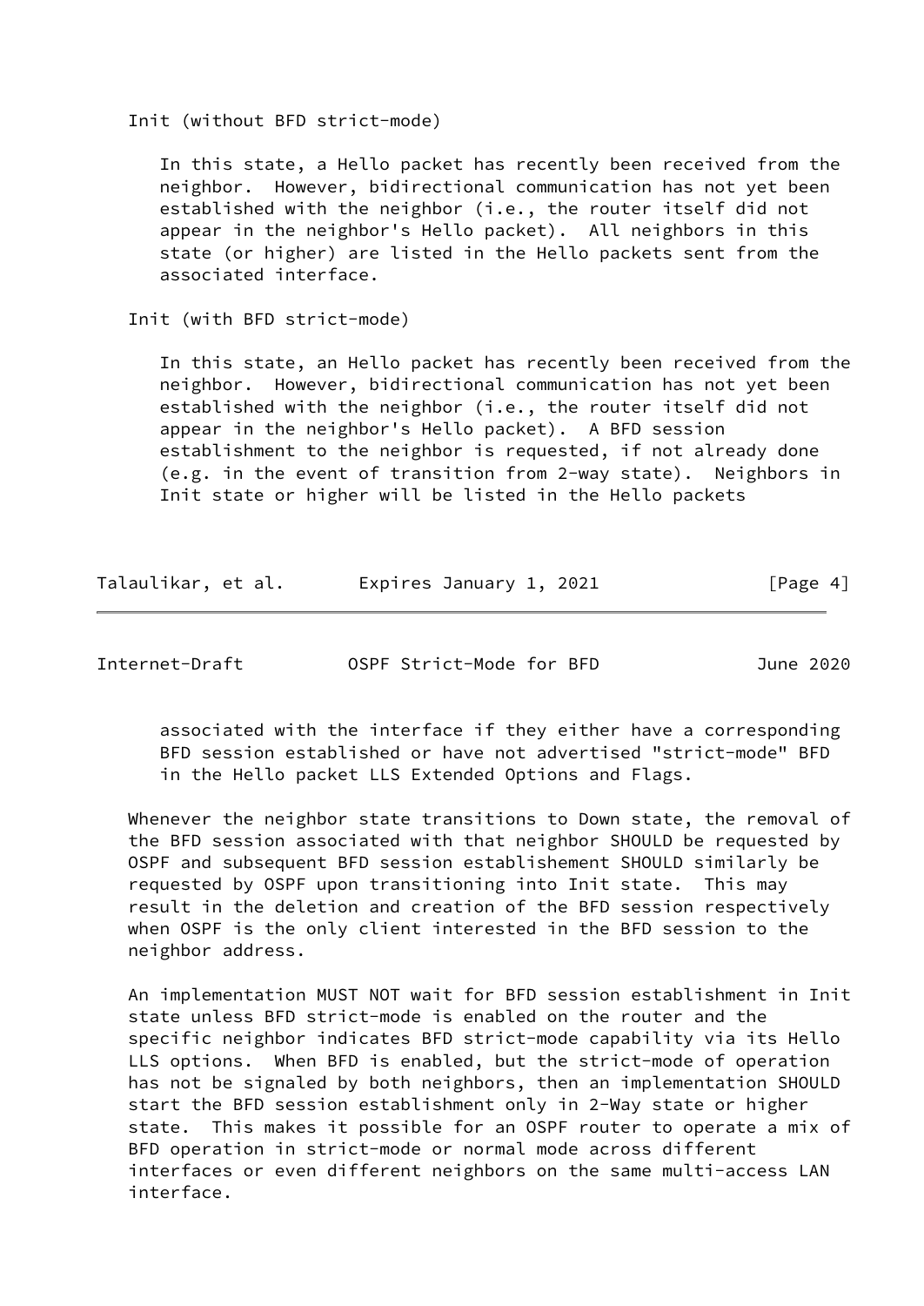Init (without BFD strict-mode)

In this state, a Hello packet has recently been received from the neighbor. However, bidirectional communication has not yet been established with the neighbor (i.e., the router itself did not appear in the neighbor's Hello packet). All neighbors in this state (or higher) are listed in the Hello packets sent from the associated interface.

Init (with BFD strict-mode)

In this state, an Hello packet has recently been received from the neighbor. However, bidirectional communication has not yet been established with the neighbor (i.e., the router itself did not appear in the neighbor's Hello packet). A BFD session establishment to the neighbor is requested, if not already done (e.g. in the event of transition from 2-way state). Neighbors in Init state or higher will be listed in the Hello packets associated with the interface if they either have a corresponding BFD session established or have not advertised "strict-mode" BFD in the Hello packet LLS Extended Options and Flags.

Whenever the neighbor state transitions to Down state, the removal of the BFD session associated with that neighbor SHOULD be requested by OSPF and subsequent BFD session establishement SHOULD similarly be requested by OSPF upon transitioning into Init state. This may result in the deletion and creation of the BFD session respectively when OSPF is the only client interested in the BFD session to the neighbor address.

An implementation MUST NOT wait for BFD session establishment in Init state unless BFD strict-mode is enabled on the router and the specific neighbor indicates BFD strict-mode capability via its Hello LLS options. When BFD is enabled, but the strict-mode of operation has not be signaled by both neighbors, then an implementation SHOULD start the BFD session establishment only in 2-Way state or higher state. This makes it possible for an OSPF router to operate a mix of BFD operation in strict-mode or normal mode across different interfaces or even different neighbors on the same multi-access LAN interface.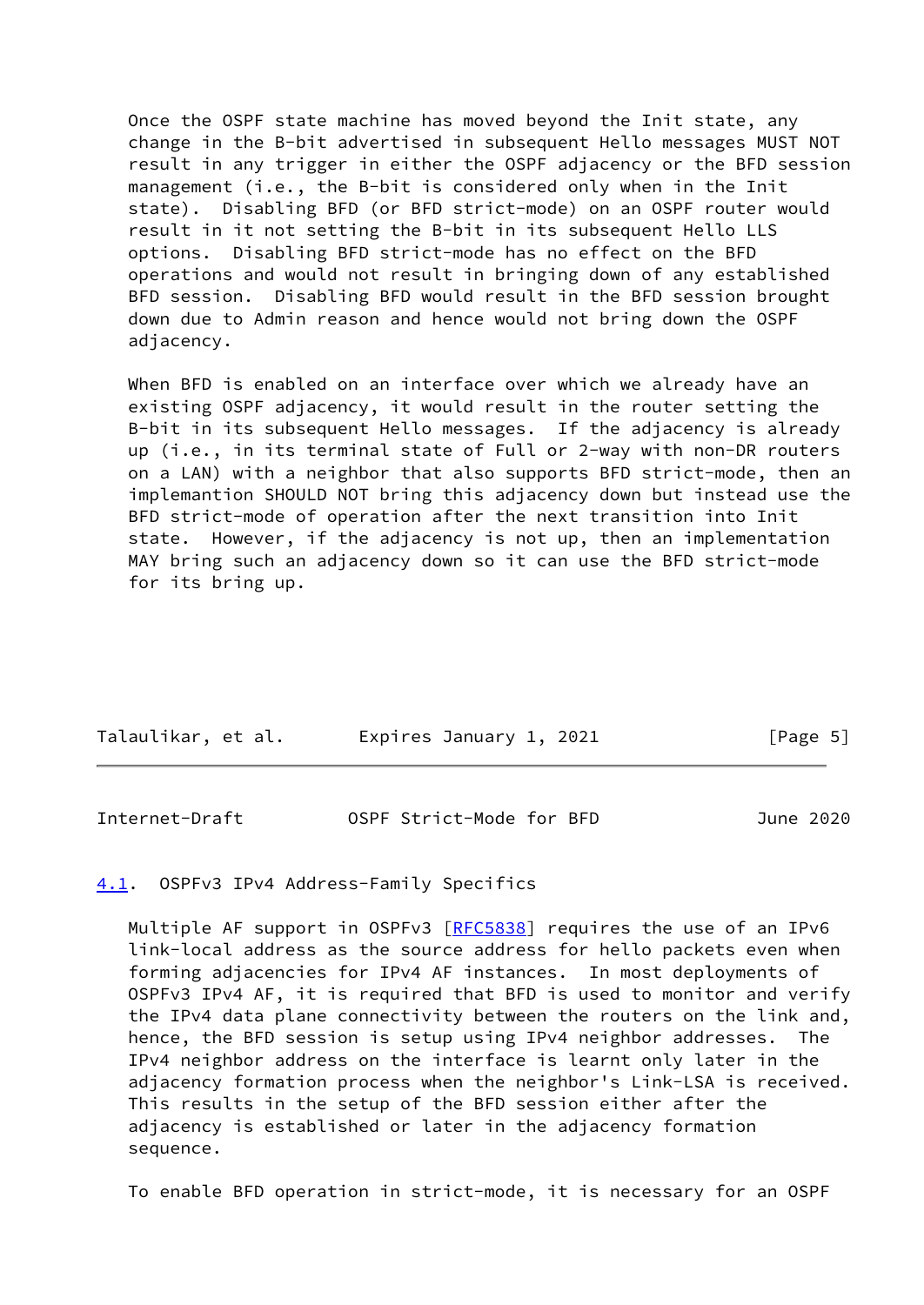Once the OSPF state machine has moved beyond the Init state, any change in the B-bit advertised in subsequent Hello messages MUST NOT result in any trigger in either the OSPF adjacency or the BFD session management (i.e., the B-bit is considered only when in the Init state). Disabling BFD (or BFD strict-mode) on an OSPF router would result in it not setting the B-bit in its subsequent Hello LLS options. Disabling BFD strict-mode has no effect on the BFD operations and would not result in bringing down of any established BFD session. Disabling BFD would result in the BFD session brought down due to Admin reason and hence would not bring down the OSPF adjacency.

When BFD is enabled on an interface over which we already have an existing OSPF adjacency, it would result in the router setting the B-bit in its subsequent Hello messages. If the adjacency is already up (i.e., in its terminal state of Full or 2-way with non-DR routers on a LAN) with a neighbor that also supports BFD strict-mode, then an implemantion SHOULD NOT bring this adjacency down but instead use the BFD strict-mode of operation after the next transition into Init state. However, if the adjacency is not up, then an implementation MAY bring such an adjacency down so it can use the BFD strict-mode for its bring up.

### 4.1. OSPFv3 IPv4 Address-Family Specifics

Multiple AF support in OSPFv3 [RFC5838] requires the use of an IPv6 link-local address as the source address for hello packets even when forming adjacencies for IPv4 AF instances. In most deployments of OSPFv3 IPv4 AF, it is required that BFD is used to monitor and verify the IPv4 data plane connectivity between the routers on the link and, hence, the BFD session is setup using IPv4 neighbor addresses. The IPv4 neighbor address on the interface is learnt only later in the adjacency formation process when the neighbor's Link-LSA is received. This results in the setup of the BFD session either after the adjacency is established or later in the adjacency formation sequence.

To enable BFD operation in strict-mode, it is necessary for an OSPF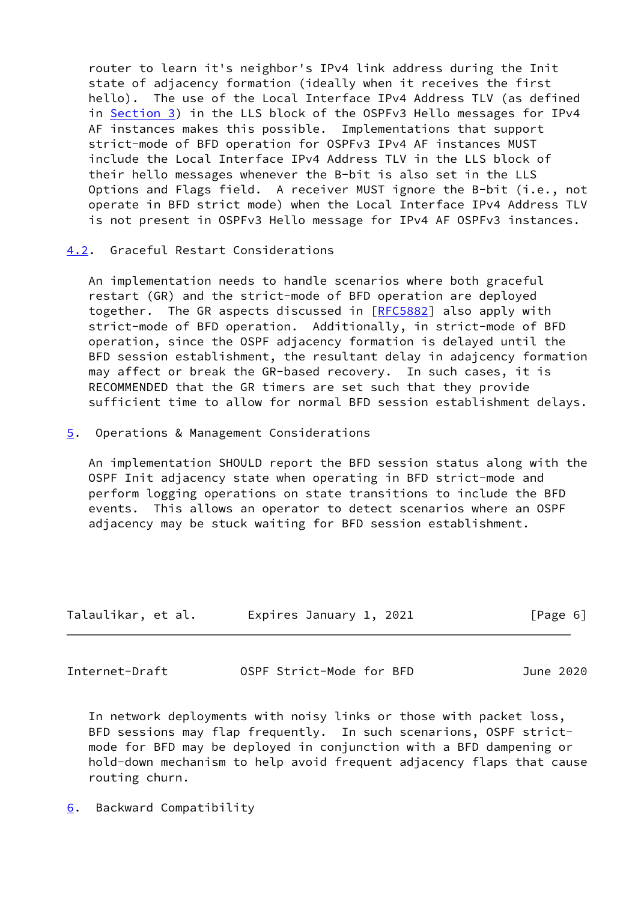router to learn it's neighbor's IPv4 link address during the Init state of adjacency formation (ideally when it receives the first hello). The use of the Local Interface IPv4 Address TLV (as defined in Section 3) in the LLS block of the OSPFv3 Hello messages for IPv4 AF instances makes this possible. Implementations that support strict-mode of BFD operation for OSPFv3 IPv4 AF instances MUST include the Local Interface IPv4 Address TLV in the LLS block of their hello messages whenever the B-bit is also set in the LLS Options and Flags field. A receiver MUST ignore the B-bit (i.e., not operate in BFD strict mode) when the Local Interface IPv4 Address TLV is not present in OSPFv3 Hello message for IPv4 AF OSPFv3 instances.

### 4.2. Graceful Restart Considerations

An implementation needs to handle scenarios where both graceful restart (GR) and the strict-mode of BFD operation are deployed together. The GR aspects discussed in [RFC5882] also apply with strict-mode of BFD operation. Additionally, in strict-mode of BFD operation, since the OSPF adjacency formation is delayed until the BFD session establishment, the resultant delay in adajcency formation may affect or break the GR-based recovery. In such cases, it is RECOMMENDED that the GR timers are set such that they provide sufficient time to allow for normal BFD session establishment delays.

## 5. Operations & Management Considerations

An implementation SHOULD report the BFD session status along with the OSPF Init adjacency state when operating in BFD strict-mode and perform logging operations on state transitions to include the BFD events. This allows an operator to detect scenarios where an OSPF adjacency may be stuck waiting for BFD session establishment.

In network deployments with noisy links or those with packet loss, BFD sessions may flap frequently. In such scenarios, OSPF strict-mode for BFD may be deployed in conjunction with a BFD dampening or hold-down mechanism to help avoid frequent adjacency flaps that cause routing churn.

## 6. Backward Compatibility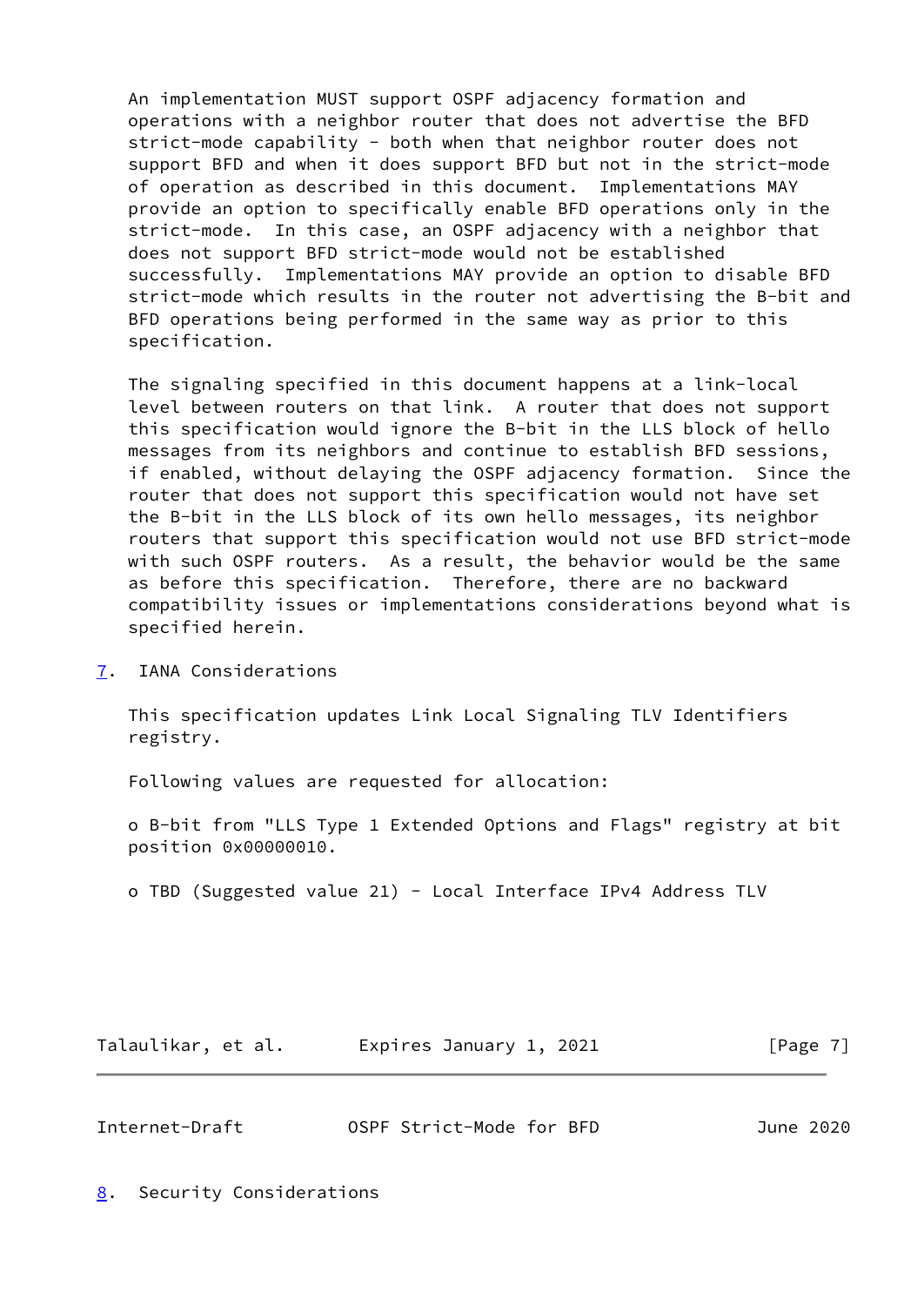An implementation MUST support OSPF adjacency formation and operations with a neighbor router that does not advertise the BFD strict-mode capability - both when that neighbor router does not support BFD and when it does support BFD but not in the strict-mode of operation as described in this document. Implementations MAY provide an option to specifically enable BFD operations only in the strict-mode. In this case, an OSPF adjacency with a neighbor that does not support BFD strict-mode would not be established successfully. Implementations MAY provide an option to disable BFD strict-mode which results in the router not advertising the B-bit and BFD operations being performed in the same way as prior to this specification.

The signaling specified in this document happens at a link-local level between routers on that link. A router that does not support this specification would ignore the B-bit in the LLS block of hello messages from its neighbors and continue to establish BFD sessions, if enabled, without delaying the OSPF adjacency formation. Since the router that does not support this specification would not have set the B-bit in the LLS block of its own hello messages, its neighbor routers that support this specification would not use BFD strict-mode with such OSPF routers. As a result, the behavior would be the same as before this specification. Therefore, there are no backward compatibility issues or implementations considerations beyond what is specified herein.

## 7. IANA Considerations

This specification updates Link Local Signaling TLV Identifiers registry.

Following values are requested for allocation:

- B-bit from "LLS Type 1 Extended Options and Flags" registry at bit position 0x00000010.

- TBD (Suggested value 21) - Local Interface IPv4 Address TLV

## 8. Security Considerations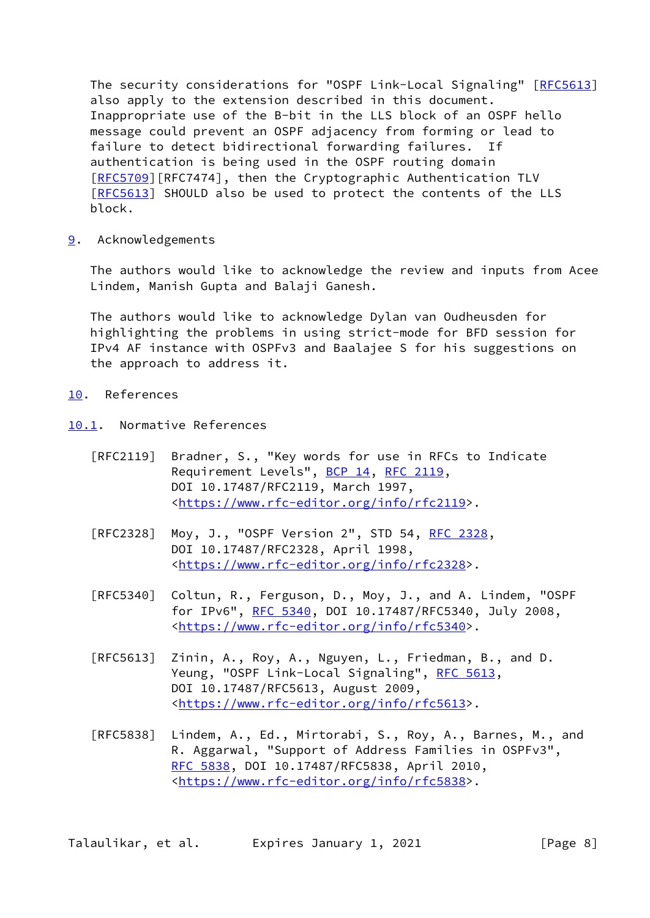The security considerations for "OSPF Link-Local Signaling" [RFC5613] also apply to the extension described in this document. Inappropriate use of the B-bit in the LLS block of an OSPF hello message could prevent an OSPF adjacency from forming or lead to failure to detect bidirectional forwarding failures. If authentication is being used in the OSPF routing domain [RFC5709][RFC7474], then the Cryptographic Authentication TLV [RFC5613] SHOULD also be used to protect the contents of the LLS block.

## 9. Acknowledgements

The authors would like to acknowledge the review and inputs from Acee Lindem, Manish Gupta and Balaji Ganesh.

The authors would like to acknowledge Dylan van Oudheusden for highlighting the problems in using strict-mode for BFD session for IPv4 AF instance with OSPFv3 and Baalajee S for his suggestions on the approach to address it.

## 10. References

### 10.1. Normative References

[RFC2119] Bradner, S., "Key words for use in RFCs to Indicate Requirement Levels", BCP 14, RFC 2119, DOI 10.17487/RFC2119, March 1997, <https://www.rfc-editor.org/info/rfc2119>.

[RFC2328] Moy, J., "OSPF Version 2", STD 54, RFC 2328, DOI 10.17487/RFC2328, April 1998, <https://www.rfc-editor.org/info/rfc2328>.

[RFC5340] Coltun, R., Ferguson, D., Moy, J., and A. Lindem, "OSPF for IPv6", RFC 5340, DOI 10.17487/RFC5340, July 2008, <https://www.rfc-editor.org/info/rfc5340>.

[RFC5613] Zinin, A., Roy, A., Nguyen, L., Friedman, B., and D. Yeung, "OSPF Link-Local Signaling", RFC 5613, DOI 10.17487/RFC5613, August 2009, <https://www.rfc-editor.org/info/rfc5613>.

[RFC5838] Lindem, A., Ed., Mirtorabi, S., Roy, A., Barnes, M., and R. Aggarwal, "Support of Address Families in OSPFv3", RFC 5838, DOI 10.17487/RFC5838, April 2010, <https://www.rfc-editor.org/info/rfc5838>.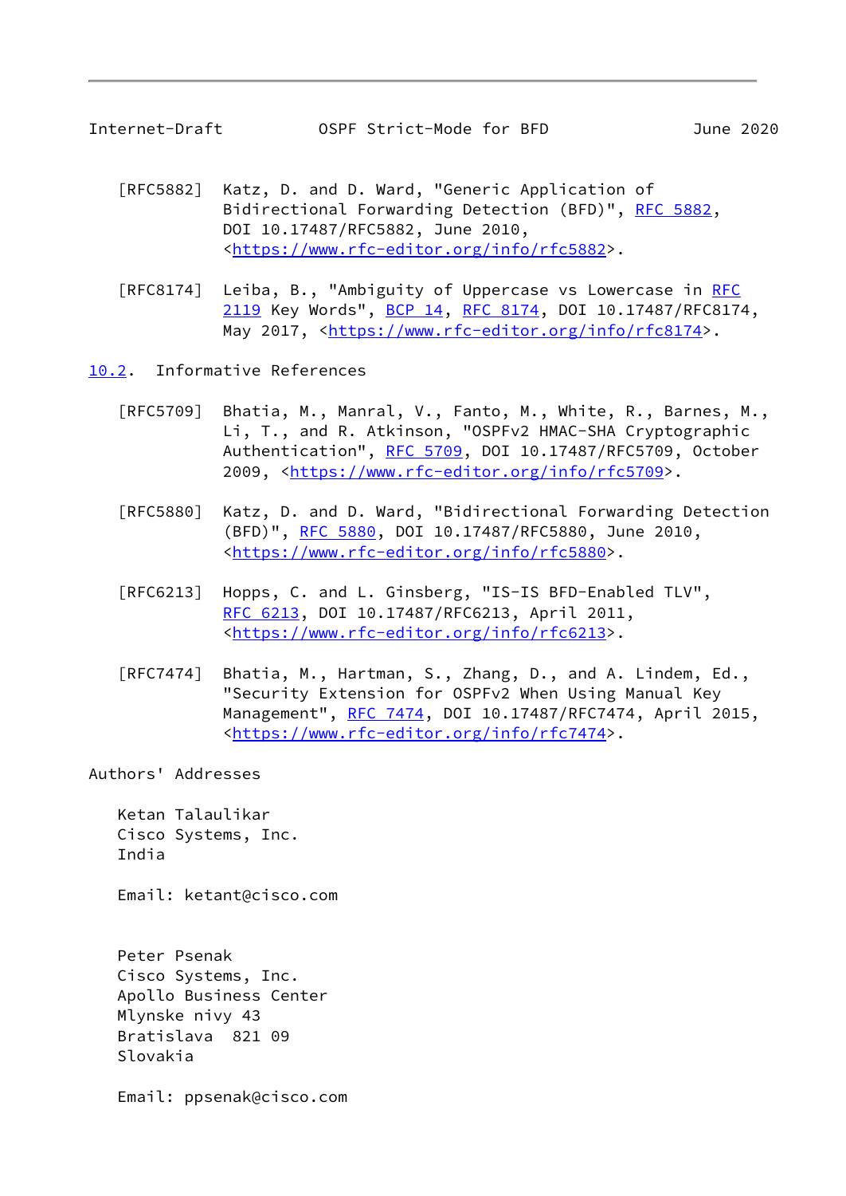[RFC5882] Katz, D. and D. Ward, "Generic Application of Bidirectional Forwarding Detection (BFD)", RFC 5882, DOI 10.17487/RFC5882, June 2010, <https://www.rfc-editor.org/info/rfc5882>.

[RFC8174] Leiba, B., "Ambiguity of Uppercase vs Lowercase in RFC 2119 Key Words", BCP 14, RFC 8174, DOI 10.17487/RFC8174, May 2017, <https://www.rfc-editor.org/info/rfc8174>.

### 10.2. Informative References

[RFC5709] Bhatia, M., Manral, V., Fanto, M., White, R., Barnes, M., Li, T., and R. Atkinson, "OSPFv2 HMAC-SHA Cryptographic Authentication", RFC 5709, DOI 10.17487/RFC5709, October 2009, <https://www.rfc-editor.org/info/rfc5709>.

[RFC5880] Katz, D. and D. Ward, "Bidirectional Forwarding Detection (BFD)", RFC 5880, DOI 10.17487/RFC5880, June 2010, <https://www.rfc-editor.org/info/rfc5880>.

[RFC6213] Hopps, C. and L. Ginsberg, "IS-IS BFD-Enabled TLV", RFC 6213, DOI 10.17487/RFC6213, April 2011, <https://www.rfc-editor.org/info/rfc6213>.

[RFC7474] Bhatia, M., Hartman, S., Zhang, D., and A. Lindem, Ed., "Security Extension for OSPFv2 When Using Manual Key Management", RFC 7474, DOI 10.17487/RFC7474, April 2015, <https://www.rfc-editor.org/info/rfc7474>.

## Authors' Addresses

Ketan Talaulikar
Cisco Systems, Inc.
India

Email: ketant@cisco.com

Peter Psenak
Cisco Systems, Inc.
Apollo Business Center
Mlynske nivy 43
Bratislava 821 09
Slovakia

Email: ppsenak@cisco.com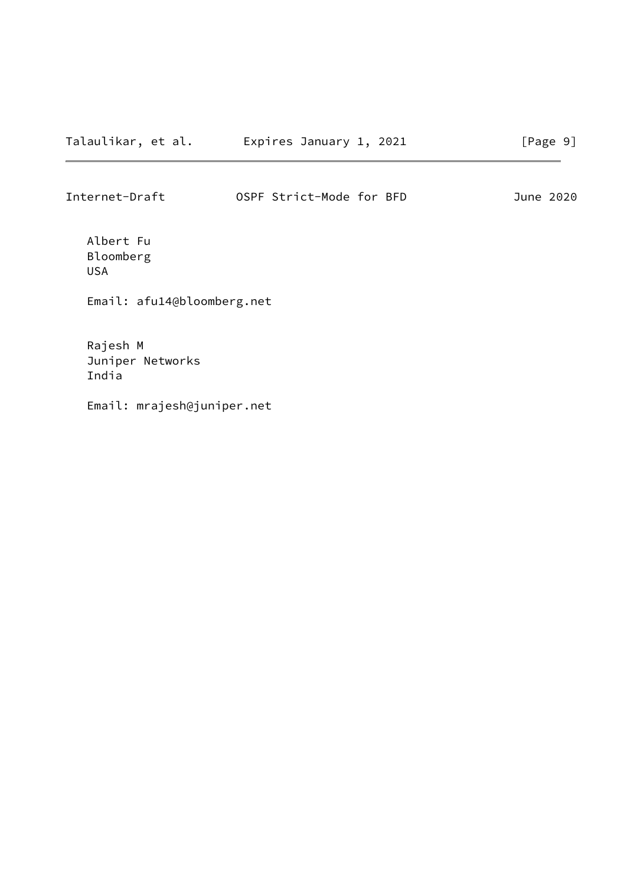Albert Fu
Bloomberg
USA

Email: afu14@bloomberg.net

Rajesh M
Juniper Networks
India

Email: mrajesh@juniper.net